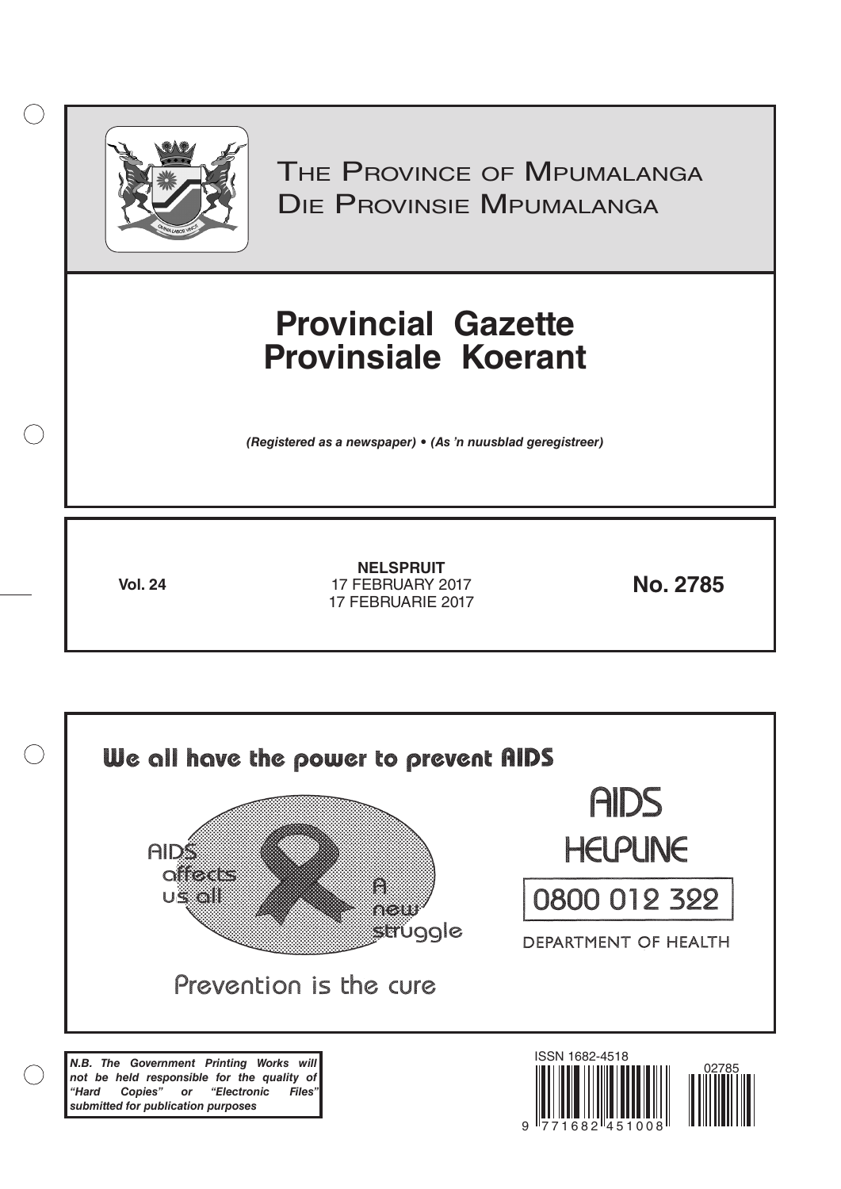# The Province of Mpumalanga
# Die Provinsie Mpumalanga

# Provincial Gazette
# Provinsiale Koerant

***(Registered as a newspaper) • (As 'n nuusblad geregistreer)***

**Vol. 24**

**NELSPRUIT**
17 FEBRUARY 2017
17 FEBRUARIE 2017

**No. 2785**

**We all have the power to prevent AIDS**

AIDS affects us all

A new struggle

Prevention is the cure

AIDS HELPLINE

0800 012 322

DEPARTMENT OF HEALTH

***N.B. The Government Printing Works will not be held responsible for the quality of "Hard Copies" or "Electronic Files" submitted for publication purposes***

ISSN 1682-4518

02785

9 771682 451008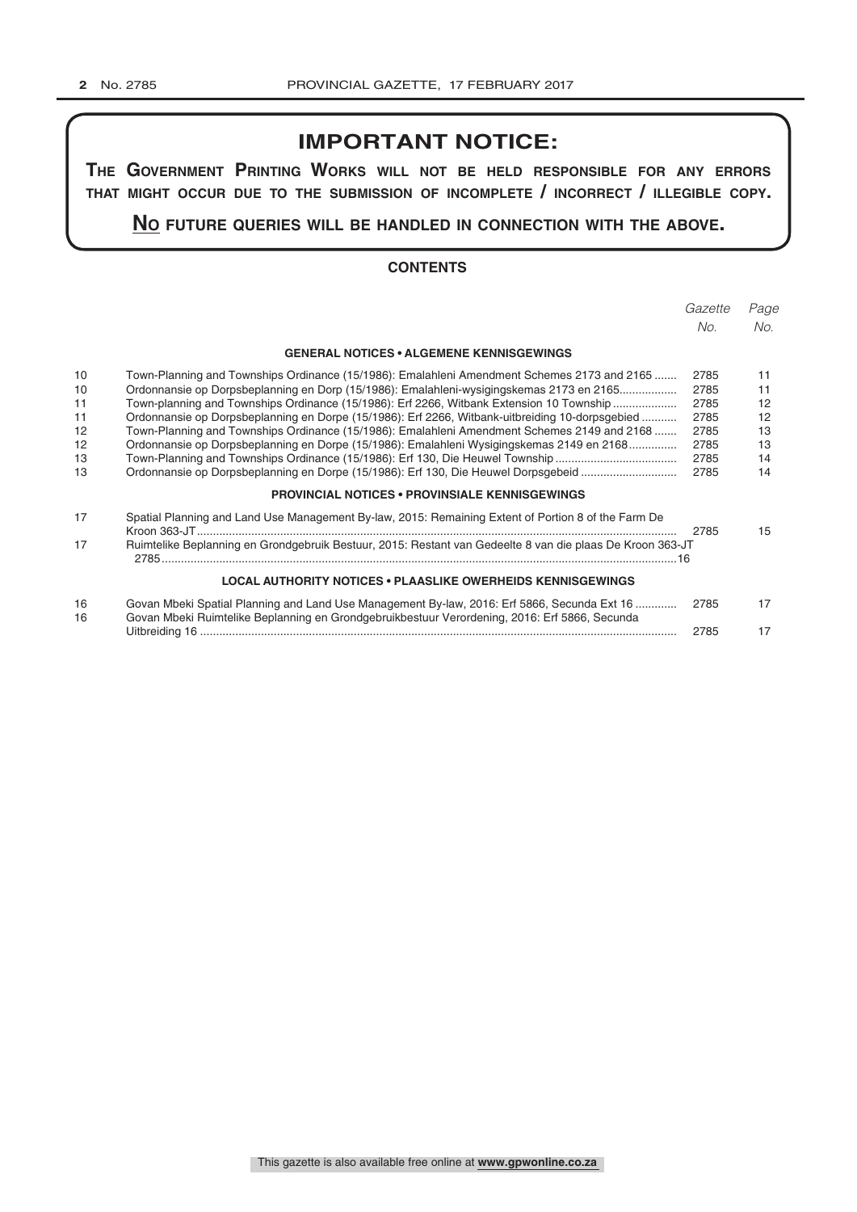## IMPORTANT NOTICE:

**THE GOVERNMENT PRINTING WORKS WILL NOT BE HELD RESPONSIBLE FOR ANY ERRORS THAT MIGHT OCCUR DUE TO THE SUBMISSION OF INCOMPLETE / INCORRECT / ILLEGIBLE COPY.**

**NO FUTURE QUERIES WILL BE HANDLED IN CONNECTION WITH THE ABOVE.**

### CONTENTS

| | | *Gazette No.* | *Page No.* |
|---|---|---|---|
| | **GENERAL NOTICES • ALGEMENE KENNISGEWINGS** | | |
| 10 | Town-Planning and Townships Ordinance (15/1986): Emalahleni Amendment Schemes 2173 and 2165 | 2785 | 11 |
| 10 | Ordonnansie op Dorpsbeplanning en Dorp (15/1986): Emalahleni-wysigingskemas 2173 en 2165 | 2785 | 11 |
| 11 | Town-planning and Townships Ordinance (15/1986): Erf 2266, Witbank Extension 10 Township | 2785 | 12 |
| 11 | Ordonnansie op Dorpsbeplanning en Dorpe (15/1986): Erf 2266, Witbank-uitbreiding 10-dorpsgebied | 2785 | 12 |
| 12 | Town-Planning and Townships Ordinance (15/1986): Emalahleni Amendment Schemes 2149 and 2168 | 2785 | 13 |
| 12 | Ordonnansie op Dorpsbeplanning en Dorpe (15/1986): Emalahleni Wysigingskemas 2149 en 2168 | 2785 | 13 |
| 13 | Town-Planning and Townships Ordinance (15/1986): Erf 130, Die Heuwel Township | 2785 | 14 |
| 13 | Ordonnansie op Dorpsbeplanning en Dorpe (15/1986): Erf 130, Die Heuwel Dorpsgebeid | 2785 | 14 |
| | **PROVINCIAL NOTICES • PROVINSIALE KENNISGEWINGS** | | |
| 17 | Spatial Planning and Land Use Management By-law, 2015: Remaining Extent of Portion 8 of the Farm De Kroon 363-JT | 2785 | 15 |
| 17 | Ruimtelike Beplanning en Grondgebruik Bestuur, 2015: Restant van Gedeelte 8 van die plaas De Kroon 363-JT | 2785 | 16 |
| | **LOCAL AUTHORITY NOTICES • PLAASLIKE OWERHEIDS KENNISGEWINGS** | | |
| 16 | Govan Mbeki Spatial Planning and Land Use Management By-law, 2016: Erf 5866, Secunda Ext 16 | 2785 | 17 |
| 16 | Govan Mbeki Ruimtelike Beplanning en Grondgebruikbestuur Verordening, 2016: Erf 5866, Secunda Uitbreiding 16 | 2785 | 17 |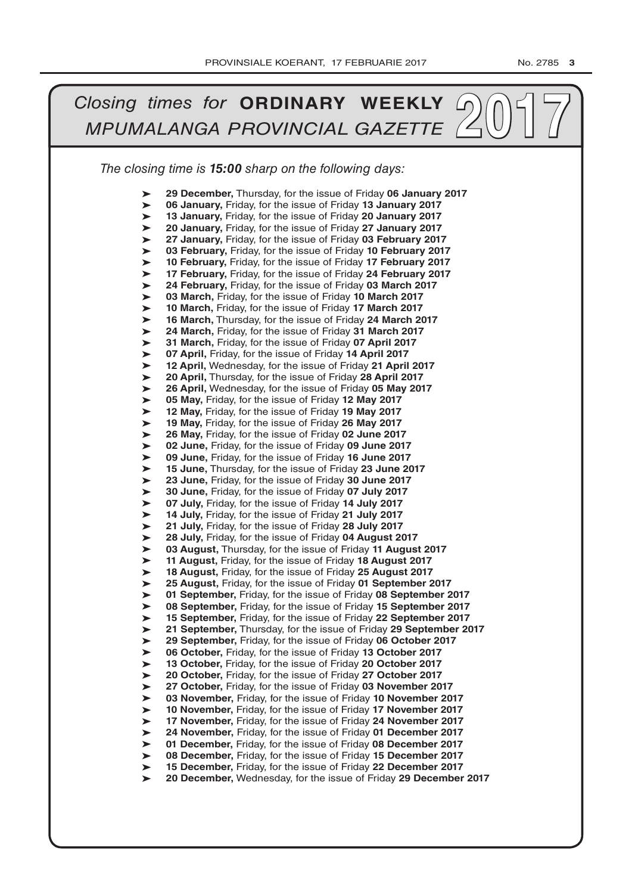# *Closing times for* **ORDINARY WEEKLY** *MPUMALANGA PROVINCIAL GAZETTE* 2017

*The closing time is **15:00** sharp on the following days:*

- **29 December,** Thursday, for the issue of Friday **06 January 2017**
- **06 January,** Friday, for the issue of Friday **13 January 2017**
- **13 January,** Friday, for the issue of Friday **20 January 2017**
- **20 January,** Friday, for the issue of Friday **27 January 2017**
- **27 January,** Friday, for the issue of Friday **03 February 2017**
- **03 February,** Friday, for the issue of Friday **10 February 2017**
- **10 February,** Friday, for the issue of Friday **17 February 2017**
- **17 February,** Friday, for the issue of Friday **24 February 2017**
- **24 February,** Friday, for the issue of Friday **03 March 2017**
- **03 March,** Friday, for the issue of Friday **10 March 2017**
- **10 March,** Friday, for the issue of Friday **17 March 2017**
- **16 March,** Thursday, for the issue of Friday **24 March 2017**
- **24 March,** Friday, for the issue of Friday **31 March 2017**
- **31 March,** Friday, for the issue of Friday **07 April 2017**
- **07 April,** Friday, for the issue of Friday **14 April 2017**
- **12 April,** Wednesday, for the issue of Friday **21 April 2017**
- **20 April,** Thursday, for the issue of Friday **28 April 2017**
- **26 April,** Wednesday, for the issue of Friday **05 May 2017**
- **05 May,** Friday, for the issue of Friday **12 May 2017**
- **12 May,** Friday, for the issue of Friday **19 May 2017**
- **19 May,** Friday, for the issue of Friday **26 May 2017**
- **26 May,** Friday, for the issue of Friday **02 June 2017**
- **02 June,** Friday, for the issue of Friday **09 June 2017**
- **09 June,** Friday, for the issue of Friday **16 June 2017**
- **15 June,** Thursday, for the issue of Friday **23 June 2017**
- **23 June,** Friday, for the issue of Friday **30 June 2017**
- **30 June,** Friday, for the issue of Friday **07 July 2017**
- **07 July,** Friday, for the issue of Friday **14 July 2017**
- **14 July,** Friday, for the issue of Friday **21 July 2017**
- **21 July,** Friday, for the issue of Friday **28 July 2017**
- **28 July,** Friday, for the issue of Friday **04 August 2017**
- **03 August,** Thursday, for the issue of Friday **11 August 2017**
- **11 August,** Friday, for the issue of Friday **18 August 2017**
- **18 August,** Friday, for the issue of Friday **25 August 2017**
- **25 August,** Friday, for the issue of Friday **01 September 2017**
- **01 September,** Friday, for the issue of Friday **08 September 2017**
- **08 September,** Friday, for the issue of Friday **15 September 2017**
- **15 September,** Friday, for the issue of Friday **22 September 2017**
- **21 September,** Thursday, for the issue of Friday **29 September 2017**
- **29 September,** Friday, for the issue of Friday **06 October 2017**
- **06 October,** Friday, for the issue of Friday **13 October 2017**
- **13 October,** Friday, for the issue of Friday **20 October 2017**
- **20 October,** Friday, for the issue of Friday **27 October 2017**
- **27 October,** Friday, for the issue of Friday **03 November 2017**
- **03 November,** Friday, for the issue of Friday **10 November 2017**
- **10 November,** Friday, for the issue of Friday **17 November 2017**
- **17 November,** Friday, for the issue of Friday **24 November 2017**
- **24 November,** Friday, for the issue of Friday **01 December 2017**
- **01 December,** Friday, for the issue of Friday **08 December 2017**
- **08 December,** Friday, for the issue of Friday **15 December 2017**
- **15 December,** Friday, for the issue of Friday **22 December 2017**
- **20 December,** Wednesday, for the issue of Friday **29 December 2017**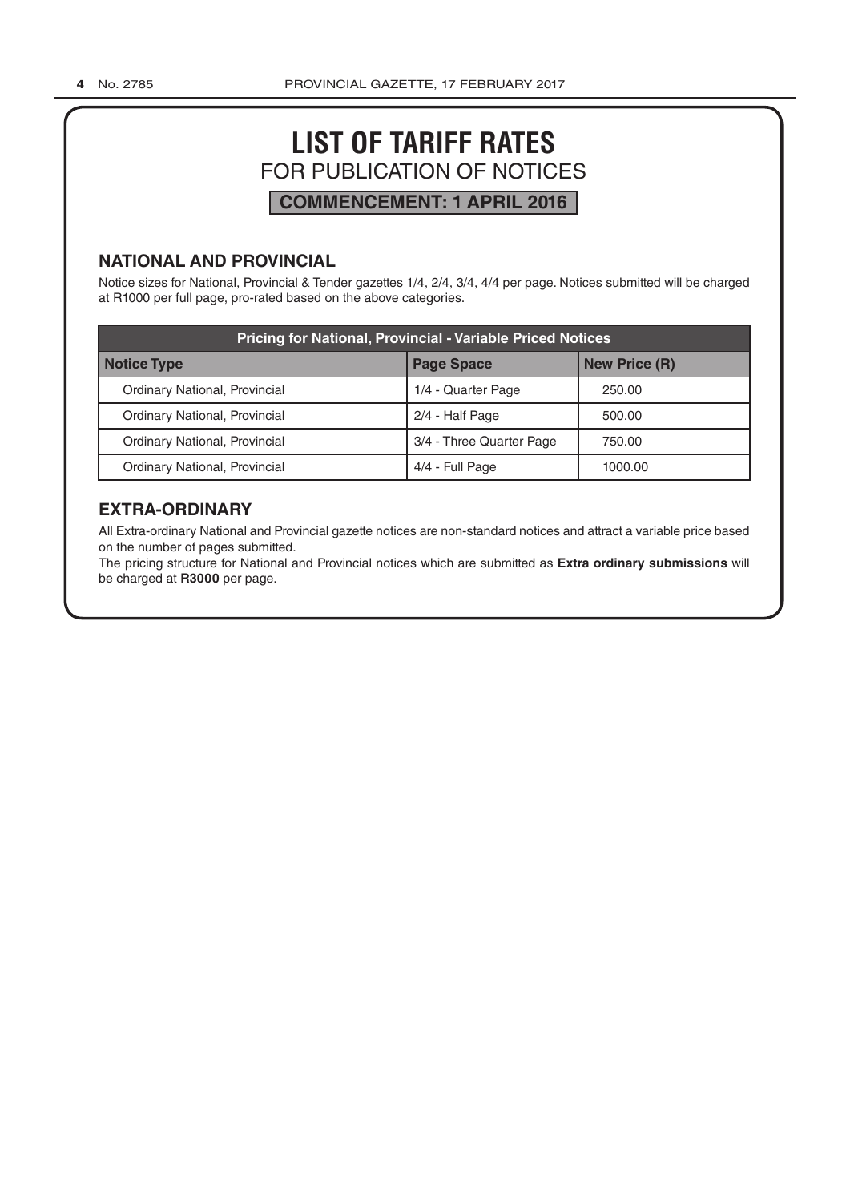# LIST OF TARIFF RATES

## FOR PUBLICATION OF NOTICES

**COMMENCEMENT: 1 APRIL 2016**

### NATIONAL AND PROVINCIAL

Notice sizes for National, Provincial & Tender gazettes 1/4, 2/4, 3/4, 4/4 per page. Notices submitted will be charged at R1000 per full page, pro-rated based on the above categories.

| Pricing for National, Provincial - Variable Priced Notices | | |
|---|---|---|
| **Notice Type** | **Page Space** | **New Price (R)** |
| Ordinary National, Provincial | 1/4 - Quarter Page | 250.00 |
| Ordinary National, Provincial | 2/4 - Half Page | 500.00 |
| Ordinary National, Provincial | 3/4 - Three Quarter Page | 750.00 |
| Ordinary National, Provincial | 4/4 - Full Page | 1000.00 |

### EXTRA-ORDINARY

All Extra-ordinary National and Provincial gazette notices are non-standard notices and attract a variable price based on the number of pages submitted.

The pricing structure for National and Provincial notices which are submitted as **Extra ordinary submissions** will be charged at **R3000** per page.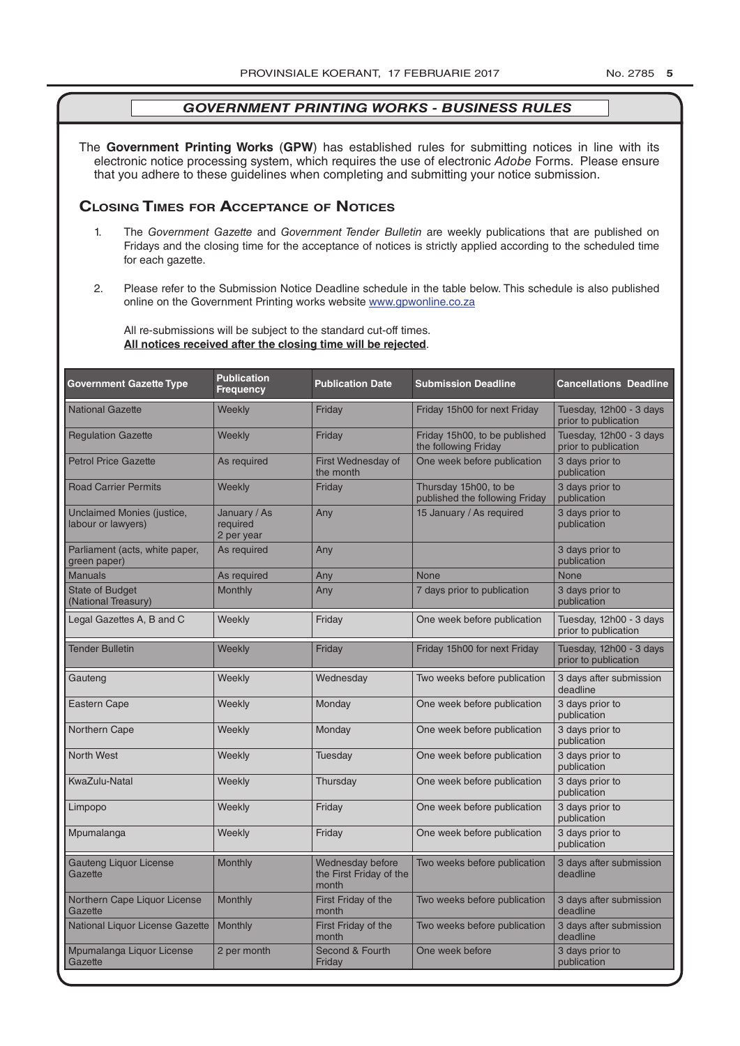## *GOVERNMENT PRINTING WORKS - BUSINESS RULES*

The **Government Printing Works** (**GPW**) has established rules for submitting notices in line with its electronic notice processing system, which requires the use of electronic *Adobe* Forms. Please ensure that you adhere to these guidelines when completing and submitting your notice submission.

### Closing Times for Acceptance of Notices

1. The *Government Gazette* and *Government Tender Bulletin* are weekly publications that are published on Fridays and the closing time for the acceptance of notices is strictly applied according to the scheduled time for each gazette.

2. Please refer to the Submission Notice Deadline schedule in the table below. This schedule is also published online on the Government Printing works website www.gpwonline.co.za

All re-submissions will be subject to the standard cut-off times.
**All notices received after the closing time will be rejected**.

| Government Gazette Type | Publication Frequency | Publication Date | Submission Deadline | Cancellations Deadline |
|---|---|---|---|---|
| National Gazette | Weekly | Friday | Friday 15h00 for next Friday | Tuesday, 12h00 - 3 days prior to publication |
| Regulation Gazette | Weekly | Friday | Friday 15h00, to be published the following Friday | Tuesday, 12h00 - 3 days prior to publication |
| Petrol Price Gazette | As required | First Wednesday of the month | One week before publication | 3 days prior to publication |
| Road Carrier Permits | Weekly | Friday | Thursday 15h00, to be published the following Friday | 3 days prior to publication |
| Unclaimed Monies (justice, labour or lawyers) | January / As required 2 per year | Any | 15 January / As required | 3 days prior to publication |
| Parliament (acts, white paper, green paper) | As required | Any | | 3 days prior to publication |
| Manuals | As required | Any | None | None |
| State of Budget (National Treasury) | Monthly | Any | 7 days prior to publication | 3 days prior to publication |
| Legal Gazettes A, B and C | Weekly | Friday | One week before publication | Tuesday, 12h00 - 3 days prior to publication |
| Tender Bulletin | Weekly | Friday | Friday 15h00 for next Friday | Tuesday, 12h00 - 3 days prior to publication |
| Gauteng | Weekly | Wednesday | Two weeks before publication | 3 days after submission deadline |
| Eastern Cape | Weekly | Monday | One week before publication | 3 days prior to publication |
| Northern Cape | Weekly | Monday | One week before publication | 3 days prior to publication |
| North West | Weekly | Tuesday | One week before publication | 3 days prior to publication |
| KwaZulu-Natal | Weekly | Thursday | One week before publication | 3 days prior to publication |
| Limpopo | Weekly | Friday | One week before publication | 3 days prior to publication |
| Mpumalanga | Weekly | Friday | One week before publication | 3 days prior to publication |
| Gauteng Liquor License Gazette | Monthly | Wednesday before the First Friday of the month | Two weeks before publication | 3 days after submission deadline |
| Northern Cape Liquor License Gazette | Monthly | First Friday of the month | Two weeks before publication | 3 days after submission deadline |
| National Liquor License Gazette | Monthly | First Friday of the month | Two weeks before publication | 3 days after submission deadline |
| Mpumalanga Liquor License Gazette | 2 per month | Second & Fourth Friday | One week before | 3 days prior to publication |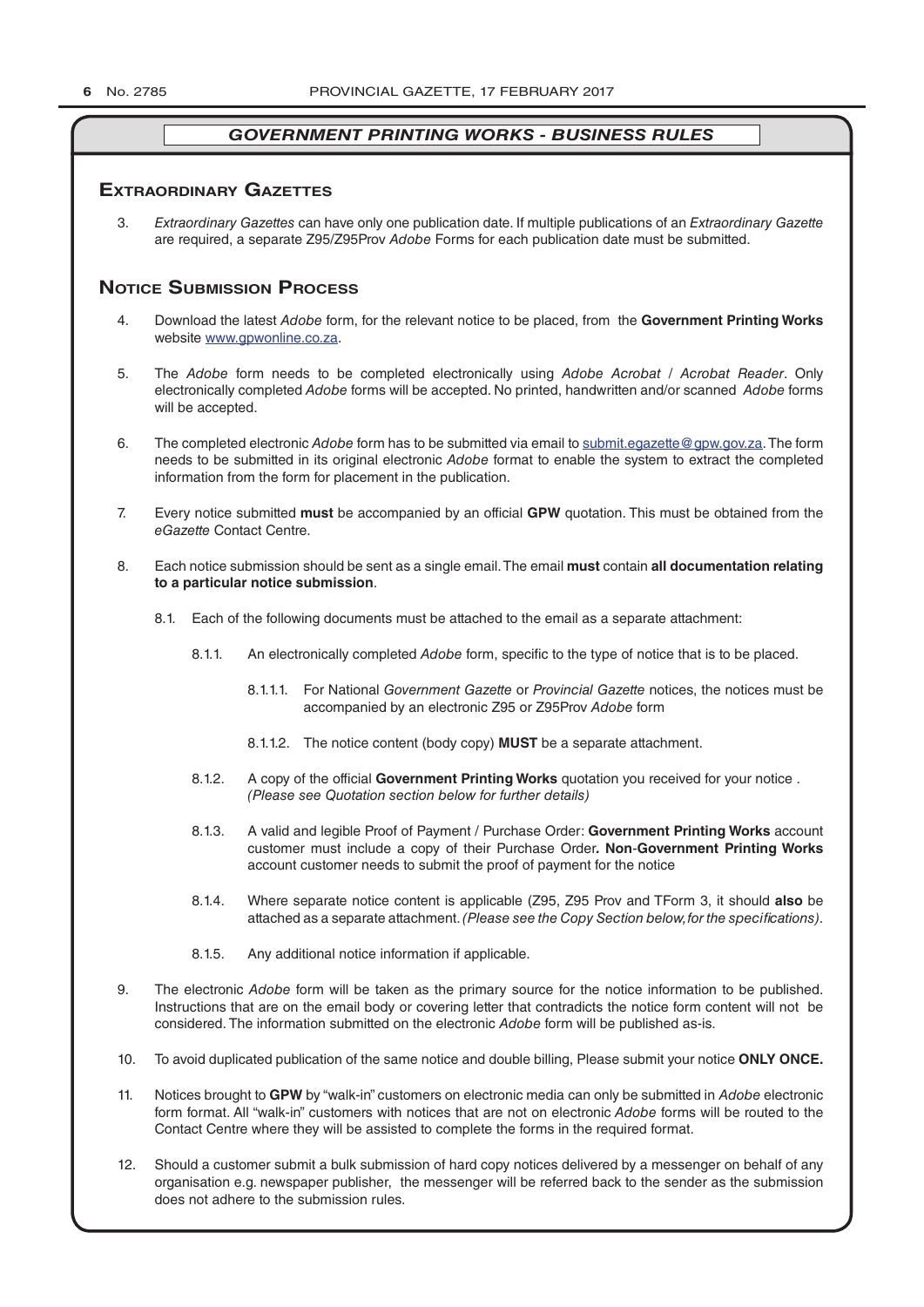## GOVERNMENT PRINTING WORKS - BUSINESS RULES

### Extraordinary Gazettes

3. *Extraordinary Gazettes* can have only one publication date. If multiple publications of an *Extraordinary Gazette* are required, a separate Z95/Z95Prov *Adobe* Forms for each publication date must be submitted.

### Notice Submission Process

4. Download the latest *Adobe* form, for the relevant notice to be placed, from the **Government Printing Works** website www.gpwonline.co.za.

5. The *Adobe* form needs to be completed electronically using *Adobe Acrobat / Acrobat Reader*. Only electronically completed *Adobe* forms will be accepted. No printed, handwritten and/or scanned *Adobe* forms will be accepted.

6. The completed electronic *Adobe* form has to be submitted via email to submit.egazette@gpw.gov.za. The form needs to be submitted in its original electronic *Adobe* format to enable the system to extract the completed information from the form for placement in the publication.

7. Every notice submitted **must** be accompanied by an official **GPW** quotation. This must be obtained from the *eGazette* Contact Centre.

8. Each notice submission should be sent as a single email. The email **must** contain **all documentation relating to a particular notice submission**.

   8.1. Each of the following documents must be attached to the email as a separate attachment:

      8.1.1. An electronically completed *Adobe* form, specific to the type of notice that is to be placed.

         8.1.1.1. For National *Government Gazette* or *Provincial Gazette* notices, the notices must be accompanied by an electronic Z95 or Z95Prov *Adobe* form

         8.1.1.2. The notice content (body copy) **MUST** be a separate attachment.

      8.1.2. A copy of the official **Government Printing Works** quotation you received for your notice . *(Please see Quotation section below for further details)*

      8.1.3. A valid and legible Proof of Payment / Purchase Order: **Government Printing Works** account customer must include a copy of their Purchase Order**. Non**-**Government Printing Works** account customer needs to submit the proof of payment for the notice

      8.1.4. Where separate notice content is applicable (Z95, Z95 Prov and TForm 3, it should **also** be attached as a separate attachment. *(Please see the Copy Section below, for the specifications)*.

      8.1.5. Any additional notice information if applicable.

9. The electronic *Adobe* form will be taken as the primary source for the notice information to be published. Instructions that are on the email body or covering letter that contradicts the notice form content will not be considered. The information submitted on the electronic *Adobe* form will be published as-is.

10. To avoid duplicated publication of the same notice and double billing, Please submit your notice **ONLY ONCE.**

11. Notices brought to **GPW** by "walk-in" customers on electronic media can only be submitted in *Adobe* electronic form format. All "walk-in" customers with notices that are not on electronic *Adobe* forms will be routed to the Contact Centre where they will be assisted to complete the forms in the required format.

12. Should a customer submit a bulk submission of hard copy notices delivered by a messenger on behalf of any organisation e.g. newspaper publisher, the messenger will be referred back to the sender as the submission does not adhere to the submission rules.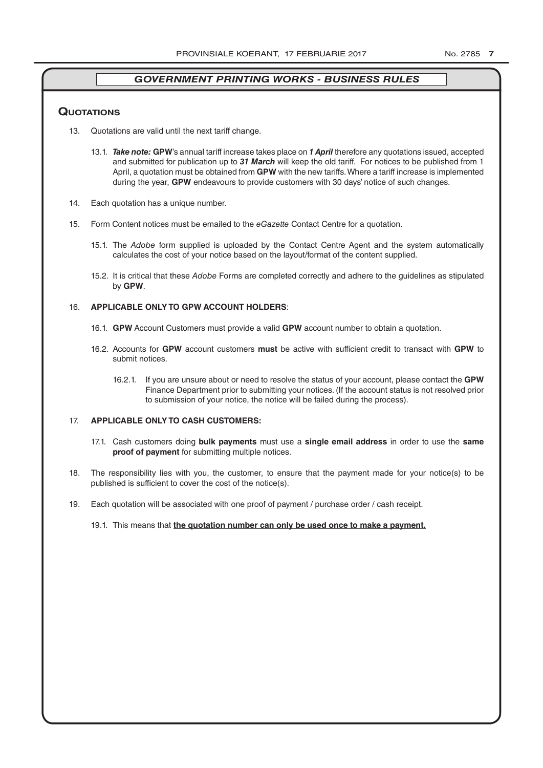## GOVERNMENT PRINTING WORKS - BUSINESS RULES

### Quotations

13. Quotations are valid until the next tariff change.

    13.1. ***Take note:*** **GPW**'s annual tariff increase takes place on ***1 April*** therefore any quotations issued, accepted and submitted for publication up to ***31 March*** will keep the old tariff. For notices to be published from 1 April, a quotation must be obtained from **GPW** with the new tariffs. Where a tariff increase is implemented during the year, **GPW** endeavours to provide customers with 30 days' notice of such changes.

14. Each quotation has a unique number.

15. Form Content notices must be emailed to the *eGazette* Contact Centre for a quotation.

    15.1. The *Adobe* form supplied is uploaded by the Contact Centre Agent and the system automatically calculates the cost of your notice based on the layout/format of the content supplied.

    15.2. It is critical that these *Adobe* Forms are completed correctly and adhere to the guidelines as stipulated by **GPW**.

16. **APPLICABLE ONLY TO GPW ACCOUNT HOLDERS**:

    16.1. **GPW** Account Customers must provide a valid **GPW** account number to obtain a quotation.

    16.2. Accounts for **GPW** account customers **must** be active with sufficient credit to transact with **GPW** to submit notices.

    16.2.1. If you are unsure about or need to resolve the status of your account, please contact the **GPW** Finance Department prior to submitting your notices. (If the account status is not resolved prior to submission of your notice, the notice will be failed during the process).

17. **APPLICABLE ONLY TO CASH CUSTOMERS:**

    17.1. Cash customers doing **bulk payments** must use a **single email address** in order to use the **same proof of payment** for submitting multiple notices.

18. The responsibility lies with you, the customer, to ensure that the payment made for your notice(s) to be published is sufficient to cover the cost of the notice(s).

19. Each quotation will be associated with one proof of payment / purchase order / cash receipt.

    19.1. This means that **the quotation number can only be used once to make a payment.**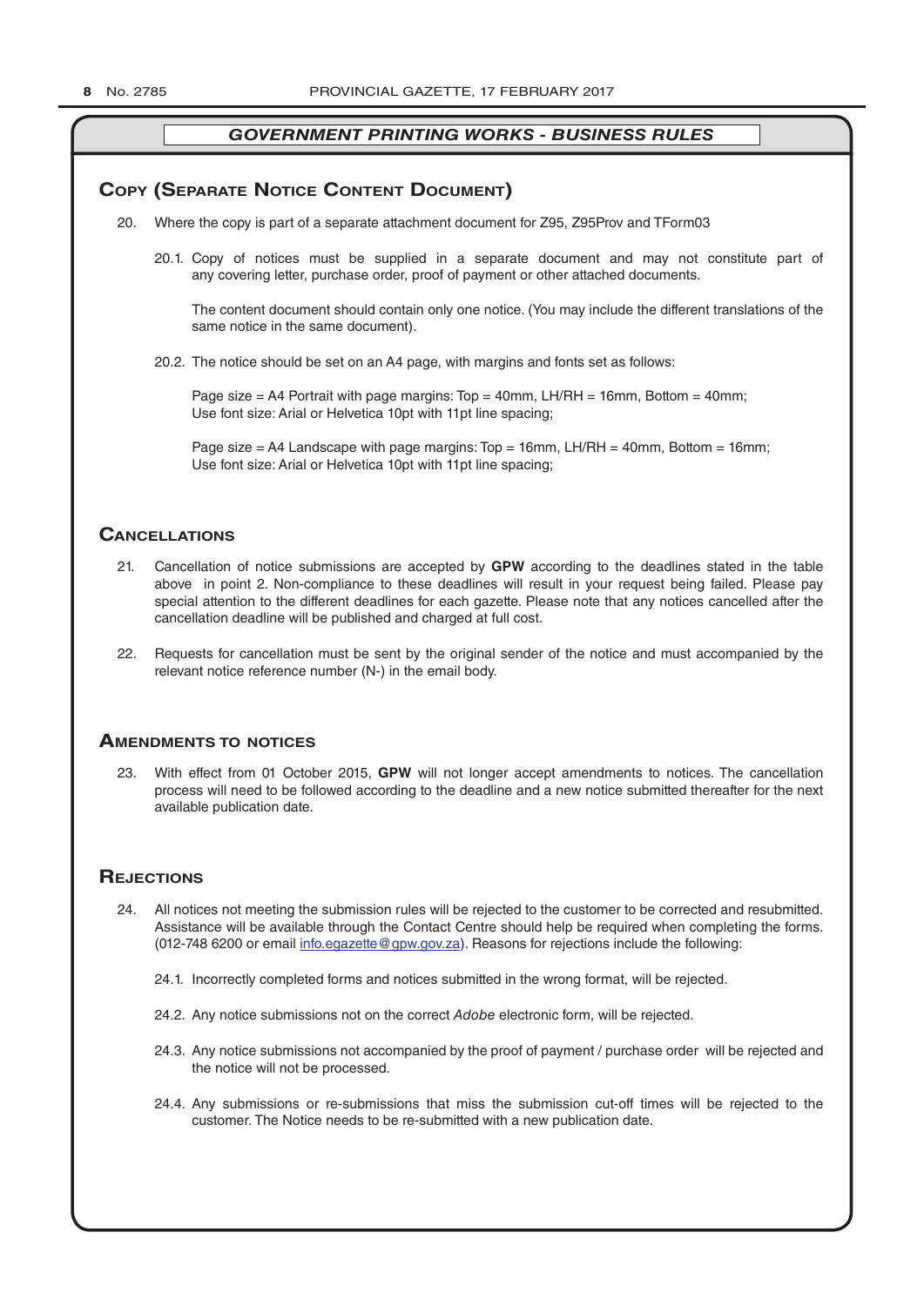## GOVERNMENT PRINTING WORKS - BUSINESS RULES

### Copy (Separate Notice Content Document)

20. Where the copy is part of a separate attachment document for Z95, Z95Prov and TForm03

 20.1. Copy of notices must be supplied in a separate document and may not constitute part of any covering letter, purchase order, proof of payment or other attached documents.

 The content document should contain only one notice. (You may include the different translations of the same notice in the same document).

 20.2. The notice should be set on an A4 page, with margins and fonts set as follows:

 Page size = A4 Portrait with page margins: Top = 40mm, LH/RH = 16mm, Bottom = 40mm;
 Use font size: Arial or Helvetica 10pt with 11pt line spacing;

 Page size = A4 Landscape with page margins: Top = 16mm, LH/RH = 40mm, Bottom = 16mm;
 Use font size: Arial or Helvetica 10pt with 11pt line spacing;

### Cancellations

21. Cancellation of notice submissions are accepted by **GPW** according to the deadlines stated in the table above in point 2. Non-compliance to these deadlines will result in your request being failed. Please pay special attention to the different deadlines for each gazette. Please note that any notices cancelled after the cancellation deadline will be published and charged at full cost.

22. Requests for cancellation must be sent by the original sender of the notice and must accompanied by the relevant notice reference number (N-) in the email body.

### Amendments to notices

23. With effect from 01 October 2015, **GPW** will not longer accept amendments to notices. The cancellation process will need to be followed according to the deadline and a new notice submitted thereafter for the next available publication date.

### Rejections

24. All notices not meeting the submission rules will be rejected to the customer to be corrected and resubmitted. Assistance will be available through the Contact Centre should help be required when completing the forms. (012-748 6200 or email info.egazette@gpw.gov.za). Reasons for rejections include the following:

 24.1. Incorrectly completed forms and notices submitted in the wrong format, will be rejected.

 24.2. Any notice submissions not on the correct *Adobe* electronic form, will be rejected.

 24.3. Any notice submissions not accompanied by the proof of payment / purchase order will be rejected and the notice will not be processed.

 24.4. Any submissions or re-submissions that miss the submission cut-off times will be rejected to the customer. The Notice needs to be re-submitted with a new publication date.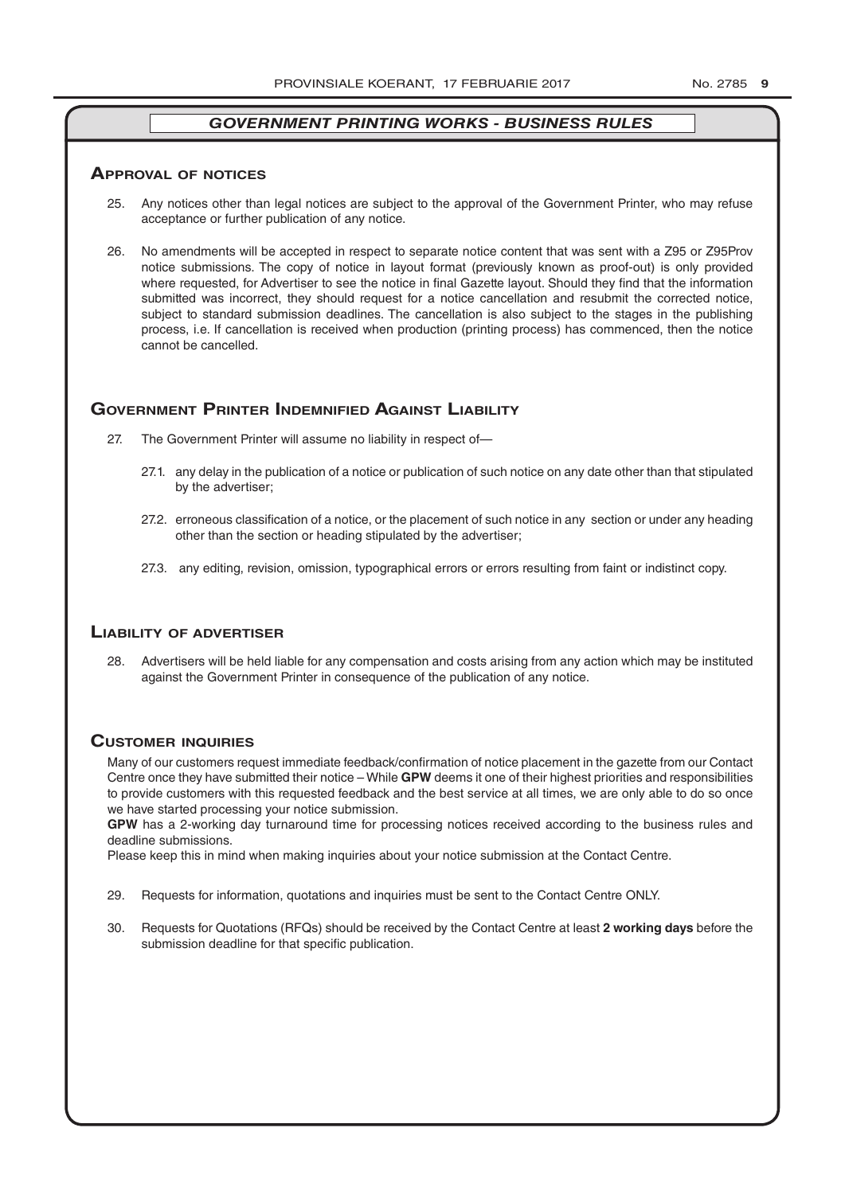## *GOVERNMENT PRINTING WORKS - BUSINESS RULES*

### Approval of notices

25. Any notices other than legal notices are subject to the approval of the Government Printer, who may refuse acceptance or further publication of any notice.

26. No amendments will be accepted in respect to separate notice content that was sent with a Z95 or Z95Prov notice submissions. The copy of notice in layout format (previously known as proof-out) is only provided where requested, for Advertiser to see the notice in final Gazette layout. Should they find that the information submitted was incorrect, they should request for a notice cancellation and resubmit the corrected notice, subject to standard submission deadlines. The cancellation is also subject to the stages in the publishing process, i.e. If cancellation is received when production (printing process) has commenced, then the notice cannot be cancelled.

### Government Printer Indemnified Against Liability

27. The Government Printer will assume no liability in respect of—

    27.1. any delay in the publication of a notice or publication of such notice on any date other than that stipulated by the advertiser;

    27.2. erroneous classification of a notice, or the placement of such notice in any section or under any heading other than the section or heading stipulated by the advertiser;

    27.3. any editing, revision, omission, typographical errors or errors resulting from faint or indistinct copy.

### Liability of advertiser

28. Advertisers will be held liable for any compensation and costs arising from any action which may be instituted against the Government Printer in consequence of the publication of any notice.

### Customer inquiries

Many of our customers request immediate feedback/confirmation of notice placement in the gazette from our Contact Centre once they have submitted their notice – While **GPW** deems it one of their highest priorities and responsibilities to provide customers with this requested feedback and the best service at all times, we are only able to do so once we have started processing your notice submission.

**GPW** has a 2-working day turnaround time for processing notices received according to the business rules and deadline submissions.

Please keep this in mind when making inquiries about your notice submission at the Contact Centre.

29. Requests for information, quotations and inquiries must be sent to the Contact Centre ONLY.

30. Requests for Quotations (RFQs) should be received by the Contact Centre at least **2 working days** before the submission deadline for that specific publication.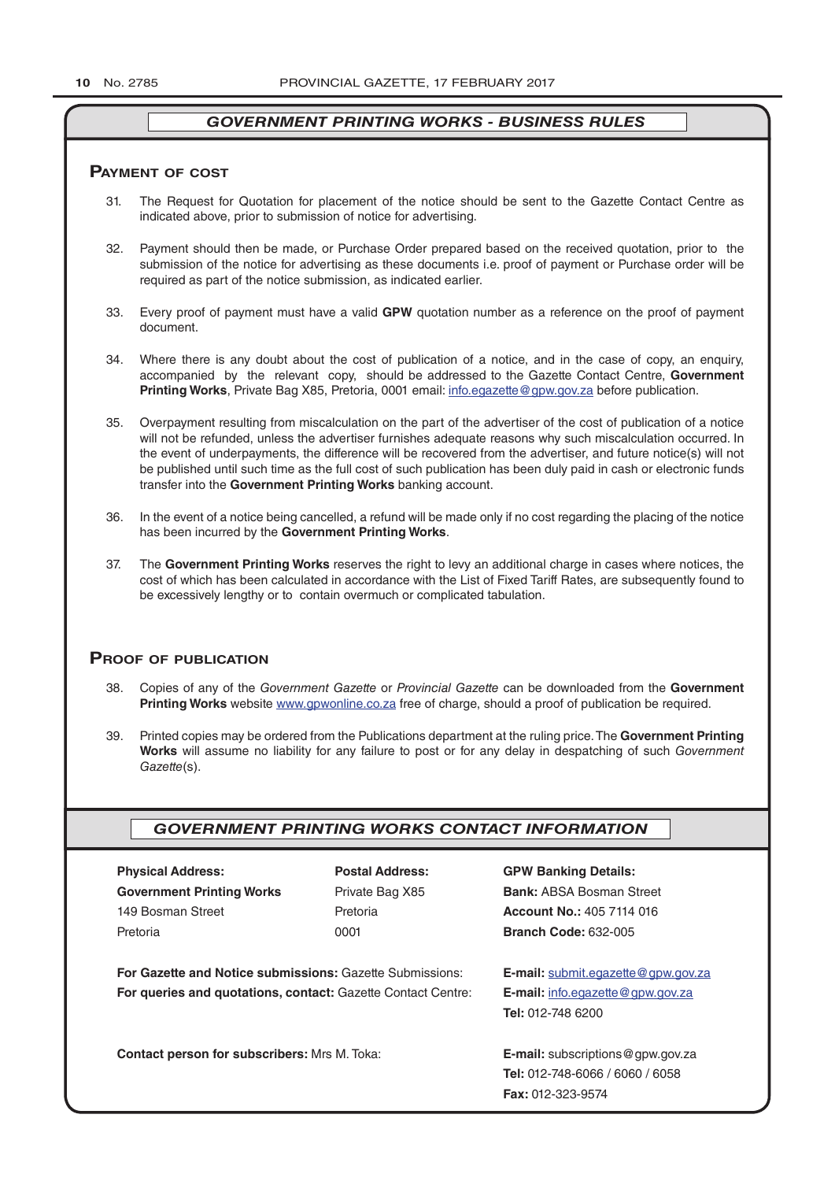## GOVERNMENT PRINTING WORKS - BUSINESS RULES

### Payment of cost

31. The Request for Quotation for placement of the notice should be sent to the Gazette Contact Centre as indicated above, prior to submission of notice for advertising.

32. Payment should then be made, or Purchase Order prepared based on the received quotation, prior to the submission of the notice for advertising as these documents i.e. proof of payment or Purchase order will be required as part of the notice submission, as indicated earlier.

33. Every proof of payment must have a valid **GPW** quotation number as a reference on the proof of payment document.

34. Where there is any doubt about the cost of publication of a notice, and in the case of copy, an enquiry, accompanied by the relevant copy, should be addressed to the Gazette Contact Centre, **Government Printing Works**, Private Bag X85, Pretoria, 0001 email: info.egazette@gpw.gov.za before publication.

35. Overpayment resulting from miscalculation on the part of the advertiser of the cost of publication of a notice will not be refunded, unless the advertiser furnishes adequate reasons why such miscalculation occurred. In the event of underpayments, the difference will be recovered from the advertiser, and future notice(s) will not be published until such time as the full cost of such publication has been duly paid in cash or electronic funds transfer into the **Government Printing Works** banking account.

36. In the event of a notice being cancelled, a refund will be made only if no cost regarding the placing of the notice has been incurred by the **Government Printing Works**.

37. The **Government Printing Works** reserves the right to levy an additional charge in cases where notices, the cost of which has been calculated in accordance with the List of Fixed Tariff Rates, are subsequently found to be excessively lengthy or to contain overmuch or complicated tabulation.

### Proof of publication

38. Copies of any of the *Government Gazette* or *Provincial Gazette* can be downloaded from the **Government Printing Works** website www.gpwonline.co.za free of charge, should a proof of publication be required.

39. Printed copies may be ordered from the Publications department at the ruling price. The **Government Printing Works** will assume no liability for any failure to post or for any delay in despatching of such *Government Gazette*(s).

## GOVERNMENT PRINTING WORKS CONTACT INFORMATION

**Physical Address:**
**Government Printing Works**
149 Bosman Street
Pretoria

**Postal Address:**
Private Bag X85
Pretoria
0001

**GPW Banking Details:**
**Bank:** ABSA Bosman Street
**Account No.:** 405 7114 016
**Branch Code:** 632-005

**For Gazette and Notice submissions:** Gazette Submissions: **E-mail:** submit.egazette@gpw.gov.za
**For queries and quotations, contact:** Gazette Contact Centre: **E-mail:** info.egazette@gpw.gov.za
**Tel:** 012-748 6200

**Contact person for subscribers:** Mrs M. Toka: **E-mail:** subscriptions@gpw.gov.za
**Tel:** 012-748-6066 / 6060 / 6058
**Fax:** 012-323-9574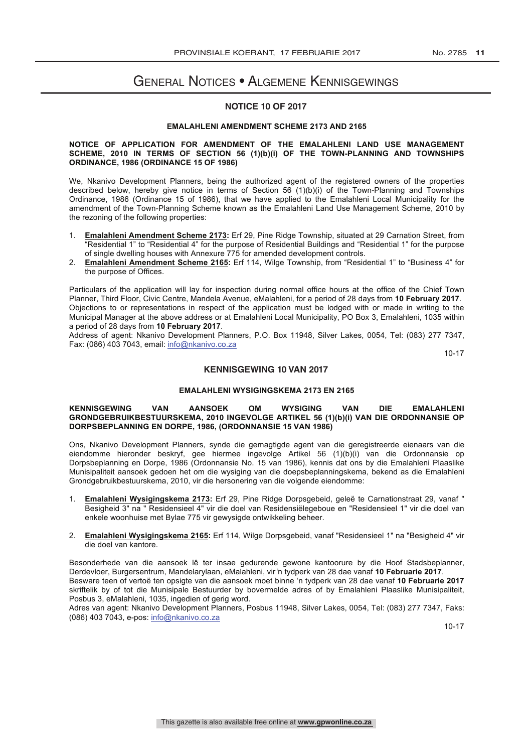# General Notices • Algemene Kennisgewings

## NOTICE 10 OF 2017

### EMALAHLENI AMENDMENT SCHEME 2173 AND 2165

**NOTICE OF APPLICATION FOR AMENDMENT OF THE EMALAHLENI LAND USE MANAGEMENT SCHEME, 2010 IN TERMS OF SECTION 56 (1)(b)(i) OF THE TOWN-PLANNING AND TOWNSHIPS ORDINANCE, 1986 (ORDINANCE 15 OF 1986)**

We, Nkanivo Development Planners, being the authorized agent of the registered owners of the properties described below, hereby give notice in terms of Section 56 (1)(b)(i) of the Town-Planning and Townships Ordinance, 1986 (Ordinance 15 of 1986), that we have applied to the Emalahleni Local Municipality for the amendment of the Town-Planning Scheme known as the Emalahleni Land Use Management Scheme, 2010 by the rezoning of the following properties:

1. **Emalahleni Amendment Scheme 2173:** Erf 29, Pine Ridge Township, situated at 29 Carnation Street, from "Residential 1" to "Residential 4" for the purpose of Residential Buildings and "Residential 1" for the purpose of single dwelling houses with Annexure 775 for amended development controls.
2. **Emalahleni Amendment Scheme 2165:** Erf 114, Wilge Township, from "Residential 1" to "Business 4" for the purpose of Offices.

Particulars of the application will lay for inspection during normal office hours at the office of the Chief Town Planner, Third Floor, Civic Centre, Mandela Avenue, eMalahleni, for a period of 28 days from **10 February 2017**.
Objections to or representations in respect of the application must be lodged with or made in writing to the Municipal Manager at the above address or at Emalahleni Local Municipality, PO Box 3, Emalahleni, 1035 within a period of 28 days from **10 February 2017**.
Address of agent: Nkanivo Development Planners, P.O. Box 11948, Silver Lakes, 0054, Tel: (083) 277 7347, Fax: (086) 403 7043, email: info@nkanivo.co.za

10-17

## KENNISGEWING 10 VAN 2017

### EMALAHLENI WYSIGINGSKEMA 2173 EN 2165

**KENNISGEWING VAN AANSOEK OM WYSIGING VAN DIE EMALAHLENI GRONDGEBRUIKBESTUURSKEMA, 2010 INGEVOLGE ARTIKEL 56 (1)(b)(i) VAN DIE ORDONNANSIE OP DORPSBEPLANNING EN DORPE, 1986, (ORDONNANSIE 15 VAN 1986)**

Ons, Nkanivo Development Planners, synde die gemagtigde agent van die geregistreerde eienaars van die eiendomme hieronder beskryf, gee hiermee ingevolge Artikel 56 (1)(b)(i) van die Ordonnansie op Dorpsbeplanning en Dorpe, 1986 (Ordonnansie No. 15 van 1986), kennis dat ons by die Emalahleni Plaaslike Munisipaliteit aansoek gedoen het om die wysiging van die doepsbeplanningskema, bekend as die Emalahleni Grondgebruikbestuurskema, 2010, vir die hersonering van die volgende eiendomme:

1. **Emalahleni Wysigingskema 2173:** Erf 29, Pine Ridge Dorpsgebied, geleë te Carnationstraat 29, vanaf " Besigheid 3" na " Residensieel 4" vir die doel van Residensiëlegeboue en "Residensieel 1" vir die doel van enkele woonhuise met Bylae 775 vir gewysigde ontwikkeling beheer.

2. **Emalahleni Wysigingskema 2165:** Erf 114, Wilge Dorpsgebied, vanaf "Residensieel 1" na "Besigheid 4" vir die doel van kantore.

Besonderhede van die aansoek lê ter insae gedurende gewone kantoorure by die Hoof Stadsbeplanner, Derdevloer, Burgersentrum, Mandelarylaan, eMalahleni, vir 'n tydperk van 28 dae vanaf **10 Februarie 2017**.
Besware teen of vertoë ten opsigte van die aansoek moet binne 'n tydperk van 28 dae vanaf **10 Februarie 2017** skriftelik by of tot die Munisipale Bestuurder by bovermelde adres of by Emalahleni Plaaslike Munisipaliteit, Posbus 3, eMalahleni, 1035, ingedien of gerig word.
Adres van agent: Nkanivo Development Planners, Posbus 11948, Silver Lakes, 0054, Tel: (083) 277 7347, Faks: (086) 403 7043, e-pos: info@nkanivo.co.za

10-17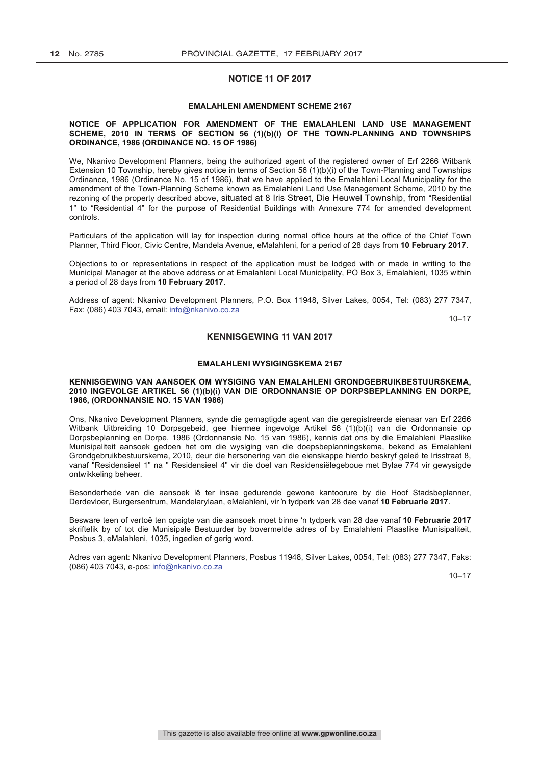## NOTICE 11 OF 2017

### EMALAHLENI AMENDMENT SCHEME 2167

**NOTICE OF APPLICATION FOR AMENDMENT OF THE EMALAHLENI LAND USE MANAGEMENT SCHEME, 2010 IN TERMS OF SECTION 56 (1)(b)(i) OF THE TOWN-PLANNING AND TOWNSHIPS ORDINANCE, 1986 (ORDINANCE NO. 15 OF 1986)**

We, Nkanivo Development Planners, being the authorized agent of the registered owner of Erf 2266 Witbank Extension 10 Township, hereby gives notice in terms of Section 56 (1)(b)(i) of the Town-Planning and Townships Ordinance, 1986 (Ordinance No. 15 of 1986), that we have applied to the Emalahleni Local Municipality for the amendment of the Town-Planning Scheme known as Emalahleni Land Use Management Scheme, 2010 by the rezoning of the property described above, situated at 8 Iris Street, Die Heuwel Township, from "Residential 1" to "Residential 4" for the purpose of Residential Buildings with Annexure 774 for amended development controls.

Particulars of the application will lay for inspection during normal office hours at the office of the Chief Town Planner, Third Floor, Civic Centre, Mandela Avenue, eMalahleni, for a period of 28 days from **10 February 2017**.

Objections to or representations in respect of the application must be lodged with or made in writing to the Municipal Manager at the above address or at Emalahleni Local Municipality, PO Box 3, Emalahleni, 1035 within a period of 28 days from **10 February 2017**.

Address of agent: Nkanivo Development Planners, P.O. Box 11948, Silver Lakes, 0054, Tel: (083) 277 7347, Fax: (086) 403 7043, email: info@nkanivo.co.za

10–17

## KENNISGEWING 11 VAN 2017

### EMALAHLENI WYSIGINGSKEMA 2167

**KENNISGEWING VAN AANSOEK OM WYSIGING VAN EMALAHLENI GRONDGEBRUIKBESTUURSKEMA, 2010 INGEVOLGE ARTIKEL 56 (1)(b)(i) VAN DIE ORDONNANSIE OP DORPSBEPLANNING EN DORPE, 1986, (ORDONNANSIE NO. 15 VAN 1986)**

Ons, Nkanivo Development Planners, synde die gemagtigde agent van die geregistreerde eienaar van Erf 2266 Witbank Uitbreiding 10 Dorpsgebeid, gee hiermee ingevolge Artikel 56 (1)(b)(i) van die Ordonnansie op Dorpsbeplanning en Dorpe, 1986 (Ordonnansie No. 15 van 1986), kennis dat ons by die Emalahleni Plaaslike Munisipaliteit aansoek gedoen het om die wysiging van die doepsbeplanningskema, bekend as Emalahleni Grondgebruikbestuurskema, 2010, deur die hersonering van die eienskappe hierdo beskryf geleë te Irisstraat 8, vanaf "Residensieel 1" na " Residensieel 4" vir die doel van Residensiëlegeboue met Bylae 774 vir gewysigde ontwikkeling beheer.

Besonderhede van die aansoek lê ter insae gedurende gewone kantoorure by die Hoof Stadsbeplanner, Derdevloer, Burgersentrum, Mandelarylaan, eMalahleni, vir 'n tydperk van 28 dae vanaf **10 Februarie 2017**.

Besware teen of vertoë ten opsigte van die aansoek moet binne 'n tydperk van 28 dae vanaf **10 Februarie 2017** skriftelik by of tot die Munisipale Bestuurder by bovermelde adres of by Emalahleni Plaaslike Munisipaliteit, Posbus 3, eMalahleni, 1035, ingedien of gerig word.

Adres van agent: Nkanivo Development Planners, Posbus 11948, Silver Lakes, 0054, Tel: (083) 277 7347, Faks: (086) 403 7043, e-pos: info@nkanivo.co.za

10–17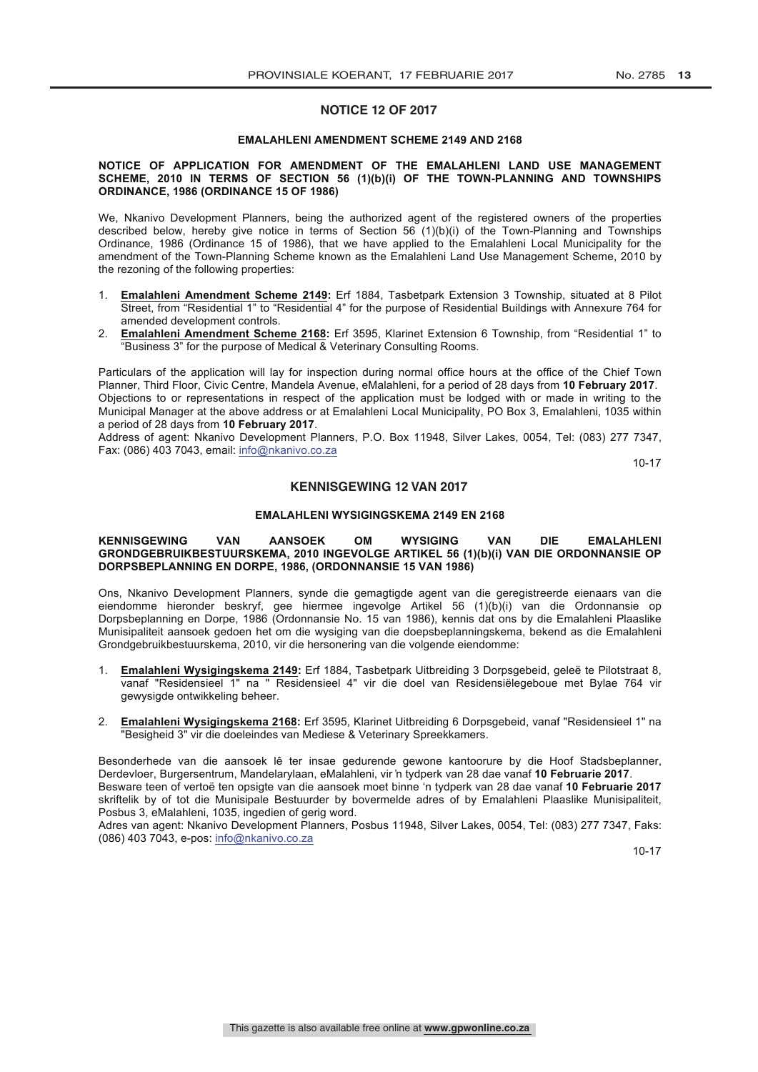## NOTICE 12 OF 2017

### EMALAHLENI AMENDMENT SCHEME 2149 AND 2168

**NOTICE OF APPLICATION FOR AMENDMENT OF THE EMALAHLENI LAND USE MANAGEMENT SCHEME, 2010 IN TERMS OF SECTION 56 (1)(b)(i) OF THE TOWN-PLANNING AND TOWNSHIPS ORDINANCE, 1986 (ORDINANCE 15 OF 1986)**

We, Nkanivo Development Planners, being the authorized agent of the registered owners of the properties described below, hereby give notice in terms of Section 56 (1)(b)(i) of the Town-Planning and Townships Ordinance, 1986 (Ordinance 15 of 1986), that we have applied to the Emalahleni Local Municipality for the amendment of the Town-Planning Scheme known as the Emalahleni Land Use Management Scheme, 2010 by the rezoning of the following properties:

1. **Emalahleni Amendment Scheme 2149:** Erf 1884, Tasbetpark Extension 3 Township, situated at 8 Pilot Street, from "Residential 1" to "Residential 4" for the purpose of Residential Buildings with Annexure 764 for amended development controls.
2. **Emalahleni Amendment Scheme 2168:** Erf 3595, Klarinet Extension 6 Township, from "Residential 1" to "Business 3" for the purpose of Medical & Veterinary Consulting Rooms.

Particulars of the application will lay for inspection during normal office hours at the office of the Chief Town Planner, Third Floor, Civic Centre, Mandela Avenue, eMalahleni, for a period of 28 days from **10 February 2017**.
Objections to or representations in respect of the application must be lodged with or made in writing to the Municipal Manager at the above address or at Emalahleni Local Municipality, PO Box 3, Emalahleni, 1035 within a period of 28 days from **10 February 2017**.
Address of agent: Nkanivo Development Planners, P.O. Box 11948, Silver Lakes, 0054, Tel: (083) 277 7347, Fax: (086) 403 7043, email: info@nkanivo.co.za

10-17

## KENNISGEWING 12 VAN 2017

### EMALAHLENI WYSIGINGSKEMA 2149 EN 2168

**KENNISGEWING VAN AANSOEK OM WYSIGING VAN DIE EMALAHLENI GRONDGEBRUIKBESTUURSKEMA, 2010 INGEVOLGE ARTIKEL 56 (1)(b)(i) VAN DIE ORDONNANSIE OP DORPSBEPLANNING EN DORPE, 1986, (ORDONNANSIE 15 VAN 1986)**

Ons, Nkanivo Development Planners, synde die gemagtigde agent van die geregistreerde eienaars van die eiendomme hieronder beskryf, gee hiermee ingevolge Artikel 56 (1)(b)(i) van die Ordonnansie op Dorpsbeplanning en Dorpe, 1986 (Ordonnansie No. 15 van 1986), kennis dat ons by die Emalahleni Plaaslike Munisipaliteit aansoek gedoen het om die wysiging van die doepsbeplanningskema, bekend as die Emalahleni Grondgebruikbestuurskema, 2010, vir die hersonering van die volgende eiendomme:

1. **Emalahleni Wysigingskema 2149:** Erf 1884, Tasbetpark Uitbreiding 3 Dorpsgebeid, geleë te Pilotstraat 8, vanaf "Residensieel 1" na " Residensieel 4" vir die doel van Residensiëlegeboue met Bylae 764 vir gewysigde ontwikkeling beheer.
2. **Emalahleni Wysigingskema 2168:** Erf 3595, Klarinet Uitbreiding 6 Dorpsgebeid, vanaf "Residensieel 1" na "Besigheid 3" vir die doeleindes van Mediese & Veterinary Spreekkamers.

Besonderhede van die aansoek lê ter insae gedurende gewone kantoorure by die Hoof Stadsbeplanner, Derdevloer, Burgersentrum, Mandelarylaan, eMalahleni, vir 'n tydperk van 28 dae vanaf **10 Februarie 2017**.
Besware teen of vertoë ten opsigte van die aansoek moet binne 'n tydperk van 28 dae vanaf **10 Februarie 2017** skriftelik by of tot die Munisipale Bestuurder by bovermelde adres of by Emalahleni Plaaslike Munisipaliteit, Posbus 3, eMalahleni, 1035, ingedien of gerig word.
Adres van agent: Nkanivo Development Planners, Posbus 11948, Silver Lakes, 0054, Tel: (083) 277 7347, Faks: (086) 403 7043, e-pos: info@nkanivo.co.za

10-17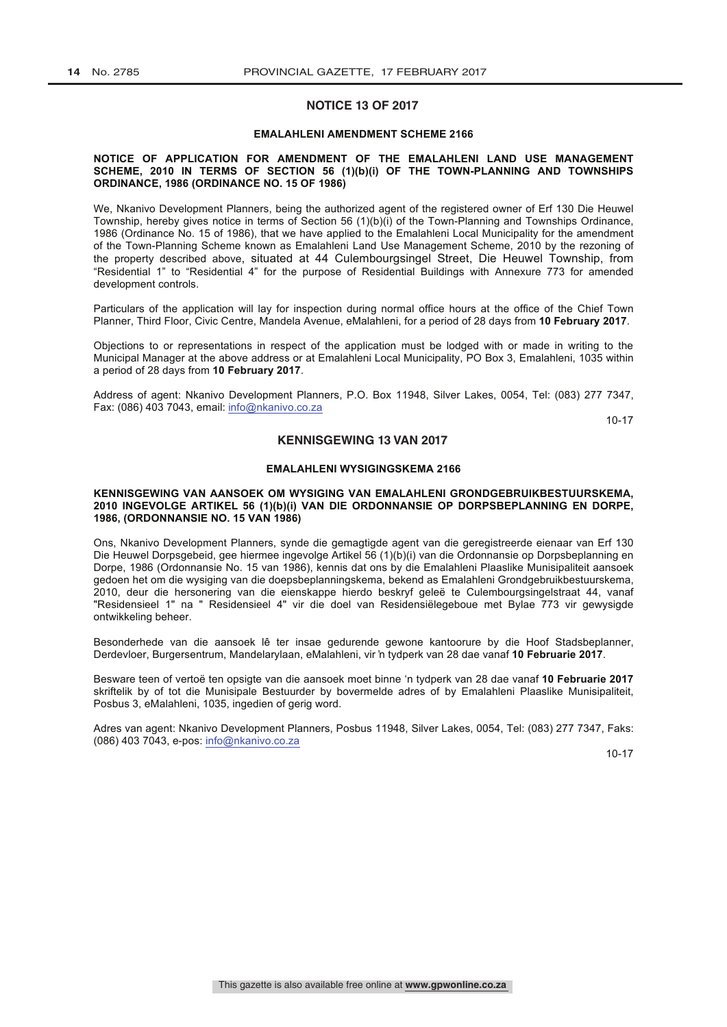## NOTICE 13 OF 2017

### EMALAHLENI AMENDMENT SCHEME 2166

**NOTICE OF APPLICATION FOR AMENDMENT OF THE EMALAHLENI LAND USE MANAGEMENT SCHEME, 2010 IN TERMS OF SECTION 56 (1)(b)(i) OF THE TOWN-PLANNING AND TOWNSHIPS ORDINANCE, 1986 (ORDINANCE NO. 15 OF 1986)**

We, Nkanivo Development Planners, being the authorized agent of the registered owner of Erf 130 Die Heuwel Township, hereby gives notice in terms of Section 56 (1)(b)(i) of the Town-Planning and Townships Ordinance, 1986 (Ordinance No. 15 of 1986), that we have applied to the Emalahleni Local Municipality for the amendment of the Town-Planning Scheme known as Emalahleni Land Use Management Scheme, 2010 by the rezoning of the property described above, situated at 44 Culembourgsingel Street, Die Heuwel Township, from "Residential 1" to "Residential 4" for the purpose of Residential Buildings with Annexure 773 for amended development controls.

Particulars of the application will lay for inspection during normal office hours at the office of the Chief Town Planner, Third Floor, Civic Centre, Mandela Avenue, eMalahleni, for a period of 28 days from **10 February 2017**.

Objections to or representations in respect of the application must be lodged with or made in writing to the Municipal Manager at the above address or at Emalahleni Local Municipality, PO Box 3, Emalahleni, 1035 within a period of 28 days from **10 February 2017**.

Address of agent: Nkanivo Development Planners, P.O. Box 11948, Silver Lakes, 0054, Tel: (083) 277 7347, Fax: (086) 403 7043, email: info@nkanivo.co.za

10-17

## KENNISGEWING 13 VAN 2017

### EMALAHLENI WYSIGINGSKEMA 2166

**KENNISGEWING VAN AANSOEK OM WYSIGING VAN EMALAHLENI GRONDGEBRUIKBESTUURSKEMA, 2010 INGEVOLGE ARTIKEL 56 (1)(b)(i) VAN DIE ORDONNANSIE OP DORPSBEPLANNING EN DORPE, 1986, (ORDONNANSIE NO. 15 VAN 1986)**

Ons, Nkanivo Development Planners, synde die gemagtigde agent van die geregistreerde eienaar van Erf 130 Die Heuwel Dorpsgebeid, gee hiermee ingevolge Artikel 56 (1)(b)(i) van die Ordonnansie op Dorpsbeplanning en Dorpe, 1986 (Ordonnansie No. 15 van 1986), kennis dat ons by die Emalahleni Plaaslike Munisipaliteit aansoek gedoen het om die wysiging van die doepsbeplanningskema, bekend as Emalahleni Grondgebruikbestuurskema, 2010, deur die hersonering van die eienskappe hierdo beskryf geleë te Culembourgsingelstraat 44, vanaf "Residensieel 1" na " Residensieel 4" vir die doel van Residensiëlegeboue met Bylae 773 vir gewysigde ontwikkeling beheer.

Besonderhede van die aansoek lê ter insae gedurende gewone kantoorure by die Hoof Stadsbeplanner, Derdevloer, Burgersentrum, Mandelarylaan, eMalahleni, vir 'n tydperk van 28 dae vanaf **10 Februarie 2017**.

Besware teen of vertoë ten opsigte van die aansoek moet binne 'n tydperk van 28 dae vanaf **10 Februarie 2017** skriftelik by of tot die Munisipale Bestuurder by bovermelde adres of by Emalahleni Plaaslike Munisipaliteit, Posbus 3, eMalahleni, 1035, ingedien of gerig word.

Adres van agent: Nkanivo Development Planners, Posbus 11948, Silver Lakes, 0054, Tel: (083) 277 7347, Faks: (086) 403 7043, e-pos: info@nkanivo.co.za

10-17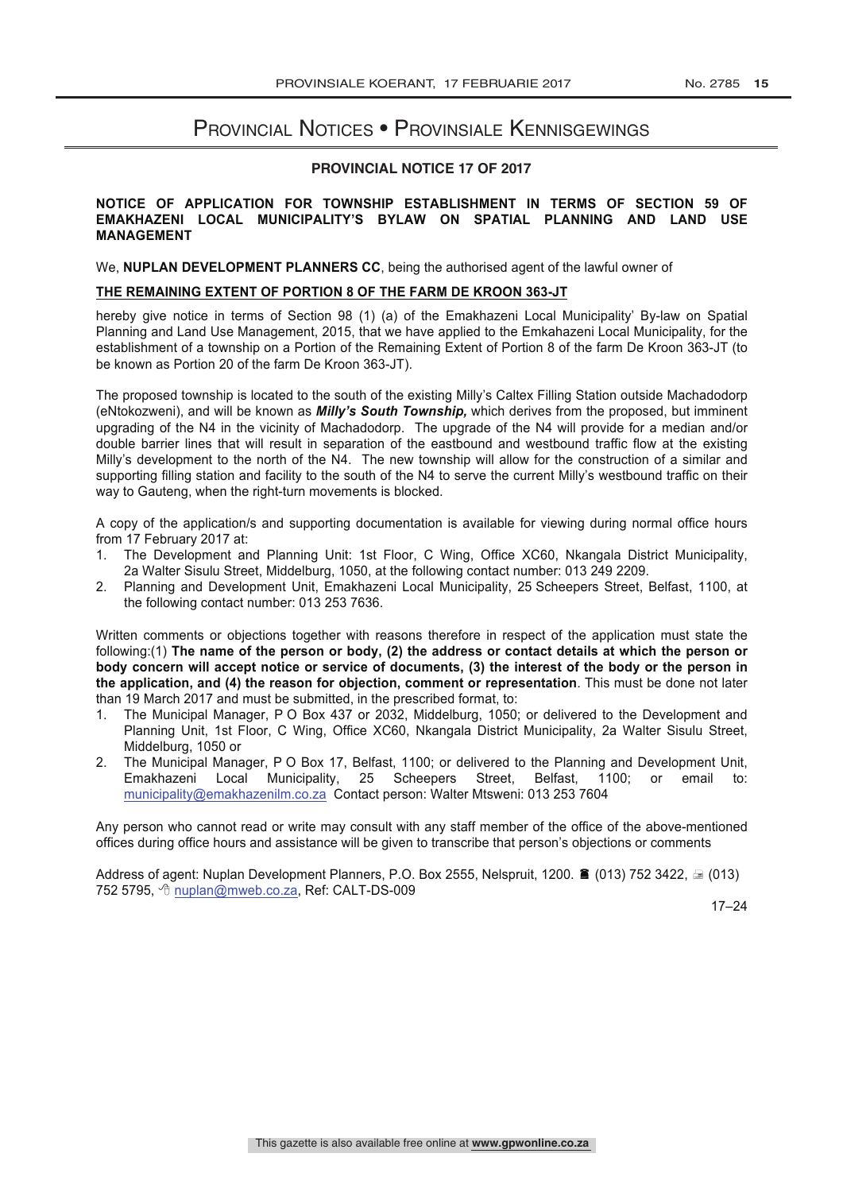# Provincial Notices • Provinsiale Kennisgewings

## PROVINCIAL NOTICE 17 OF 2017

**NOTICE OF APPLICATION FOR TOWNSHIP ESTABLISHMENT IN TERMS OF SECTION 59 OF EMAKHAZENI LOCAL MUNICIPALITY'S BYLAW ON SPATIAL PLANNING AND LAND USE MANAGEMENT**

We, **NUPLAN DEVELOPMENT PLANNERS CC**, being the authorised agent of the lawful owner of

**THE REMAINING EXTENT OF PORTION 8 OF THE FARM DE KROON 363-JT**

hereby give notice in terms of Section 98 (1) (a) of the Emakhazeni Local Municipality' By-law on Spatial Planning and Land Use Management, 2015, that we have applied to the Emkahazeni Local Municipality, for the establishment of a township on a Portion of the Remaining Extent of Portion 8 of the farm De Kroon 363-JT (to be known as Portion 20 of the farm De Kroon 363-JT).

The proposed township is located to the south of the existing Milly's Caltex Filling Station outside Machadodorp (eNtokozweni), and will be known as ***Milly's South Township,*** which derives from the proposed, but imminent upgrading of the N4 in the vicinity of Machadodorp. The upgrade of the N4 will provide for a median and/or double barrier lines that will result in separation of the eastbound and westbound traffic flow at the existing Milly's development to the north of the N4. The new township will allow for the construction of a similar and supporting filling station and facility to the south of the N4 to serve the current Milly's westbound traffic on their way to Gauteng, when the right-turn movements is blocked.

A copy of the application/s and supporting documentation is available for viewing during normal office hours from 17 February 2017 at:

1. The Development and Planning Unit: 1st Floor, C Wing, Office XC60, Nkangala District Municipality, 2a Walter Sisulu Street, Middelburg, 1050, at the following contact number: 013 249 2209.
2. Planning and Development Unit, Emakhazeni Local Municipality, 25 Scheepers Street, Belfast, 1100, at the following contact number: 013 253 7636.

Written comments or objections together with reasons therefore in respect of the application must state the following:(1) **The name of the person or body, (2) the address or contact details at which the person or body concern will accept notice or service of documents, (3) the interest of the body or the person in the application, and (4) the reason for objection, comment or representation**. This must be done not later than 19 March 2017 and must be submitted, in the prescribed format, to:

1. The Municipal Manager, P O Box 437 or 2032, Middelburg, 1050; or delivered to the Development and Planning Unit, 1st Floor, C Wing, Office XC60, Nkangala District Municipality, 2a Walter Sisulu Street, Middelburg, 1050 or
2. The Municipal Manager, P O Box 17, Belfast, 1100; or delivered to the Planning and Development Unit, Emakhazeni Local Municipality, 25 Scheepers Street, Belfast, 1100; or email to: municipality@emakhazenilm.co.za Contact person: Walter Mtsweni: 013 253 7604

Any person who cannot read or write may consult with any staff member of the office of the above-mentioned offices during office hours and assistance will be given to transcribe that person's objections or comments

Address of agent: Nuplan Development Planners, P.O. Box 2555, Nelspruit, 1200. ☎ (013) 752 3422, (013) 752 5795, nuplan@mweb.co.za, Ref: CALT-DS-009

17–24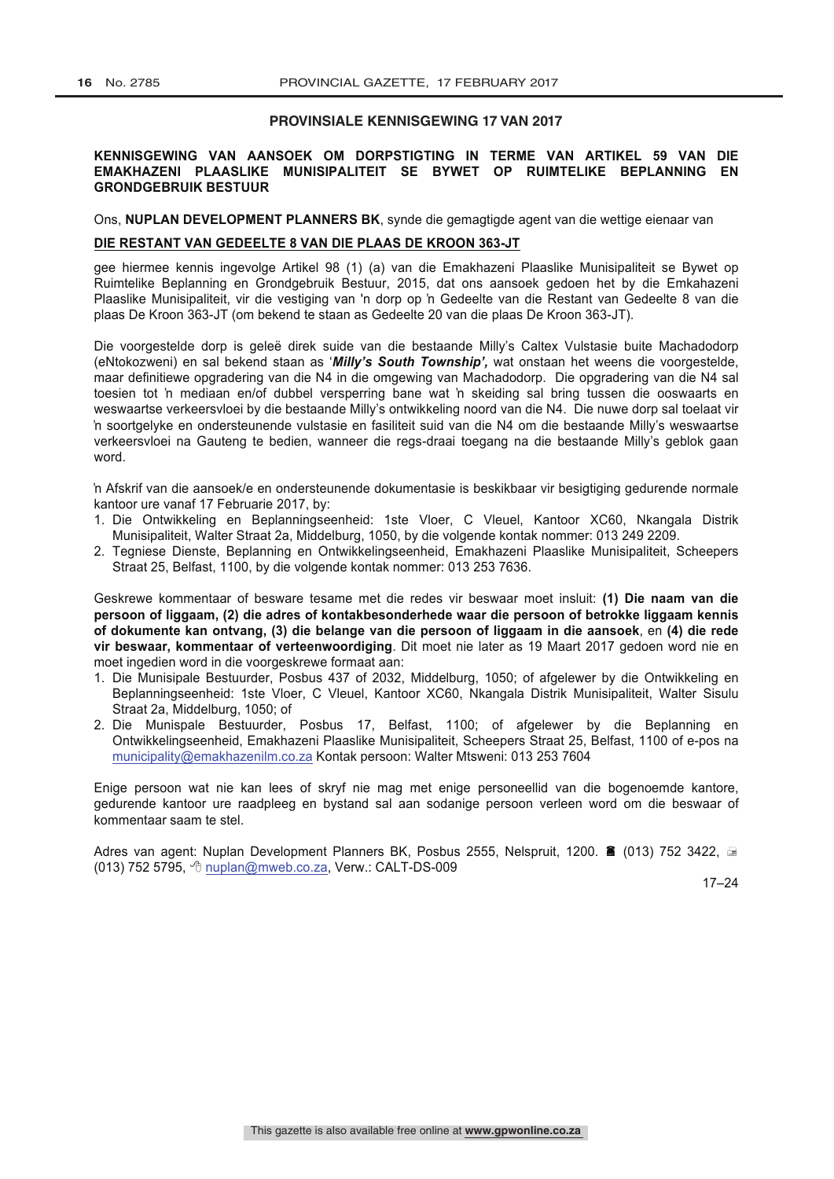## PROVINSIALE KENNISGEWING 17 VAN 2017

### KENNISGEWING VAN AANSOEK OM DORPSTIGTING IN TERME VAN ARTIKEL 59 VAN DIE EMAKHAZENI PLAASLIKE MUNISIPALITEIT SE BYWET OP RUIMTELIKE BEPLANNING EN GRONDGEBRUIK BESTUUR

Ons, **NUPLAN DEVELOPMENT PLANNERS BK**, synde die gemagtigde agent van die wettige eienaar van

**DIE RESTANT VAN GEDEELTE 8 VAN DIE PLAAS DE KROON 363-JT**

gee hiermee kennis ingevolge Artikel 98 (1) (a) van die Emakhazeni Plaaslike Munisipaliteit se Bywet op Ruimtelike Beplanning en Grondgebruik Bestuur, 2015, dat ons aansoek gedoen het by die Emkahazeni Plaaslike Munisipaliteit, vir die vestiging van 'n dorp op 'n Gedeelte van die Restant van Gedeelte 8 van die plaas De Kroon 363-JT (om bekend te staan as Gedeelte 20 van die plaas De Kroon 363-JT).

Die voorgestelde dorp is geleë direk suide van die bestaande Milly's Caltex Vulstasie buite Machadodorp (eNtokozweni) en sal bekend staan as '***Milly's South Township',*** wat onstaan het weens die voorgestelde, maar definitiewe opgradering van die N4 in die omgewing van Machadodorp. Die opgradering van die N4 sal toesien tot 'n mediaan en/of dubbel versperring bane wat 'n skeiding sal bring tussen die ooswaarts en weswaartse verkeersvloei by die bestaande Milly's ontwikkeling noord van die N4. Die nuwe dorp sal toelaat vir 'n soortgelyke en ondersteunende vulstasie en fasiliteit suid van die N4 om die bestaande Milly's weswaartse verkeersvloei na Gauteng te bedien, wanneer die regs-draai toegang na die bestaande Milly's geblok gaan word.

'n Afskrif van die aansoek/e en ondersteunende dokumentasie is beskikbaar vir besigtiging gedurende normale kantoor ure vanaf 17 Februarie 2017, by:

1. Die Ontwikkeling en Beplanningseenheid: 1ste Vloer, C Vleuel, Kantoor XC60, Nkangala Distrik Munisipaliteit, Walter Straat 2a, Middelburg, 1050, by die volgende kontak nommer: 013 249 2209.
2. Tegniese Dienste, Beplanning en Ontwikkelingseenheid, Emakhazeni Plaaslike Munisipaliteit, Scheepers Straat 25, Belfast, 1100, by die volgende kontak nommer: 013 253 7636.

Geskrewe kommentaar of besware tesame met die redes vir beswaar moet insluit: **(1) Die naam van die persoon of liggaam, (2) die adres of kontakbesonderhede waar die persoon of betrokke liggaam kennis of dokumente kan ontvang, (3) die belange van die persoon of liggaam in die aansoek**, en **(4) die rede vir beswaar, kommentaar of verteenwoordiging**. Dit moet nie later as 19 Maart 2017 gedoen word nie en moet ingedien word in die voorgeskrewe formaat aan:

1. Die Munisipale Bestuurder, Posbus 437 of 2032, Middelburg, 1050; of afgelewer by die Ontwikkeling en Beplanningseenheid: 1ste Vloer, C Vleuel, Kantoor XC60, Nkangala Distrik Munisipaliteit, Walter Sisulu Straat 2a, Middelburg, 1050; of
2. Die Munispale Bestuurder, Posbus 17, Belfast, 1100; of afgelewer by die Beplanning en Ontwikkelingseenheid, Emakhazeni Plaaslike Munisipaliteit, Scheepers Straat 25, Belfast, 1100 of e-pos na municipality@emakhazenilm.co.za Kontak persoon: Walter Mtsweni: 013 253 7604

Enige persoon wat nie kan lees of skryf nie mag met enige personeellid van die bogenoemde kantore, gedurende kantoor ure raadpleeg en bystand sal aan sodanige persoon verleen word om die beswaar of kommentaar saam te stel.

Adres van agent: Nuplan Development Planners BK, Posbus 2555, Nelspruit, 1200. ☎ (013) 752 3422, (013) 752 5795, nuplan@mweb.co.za, Verw.: CALT-DS-009

17–24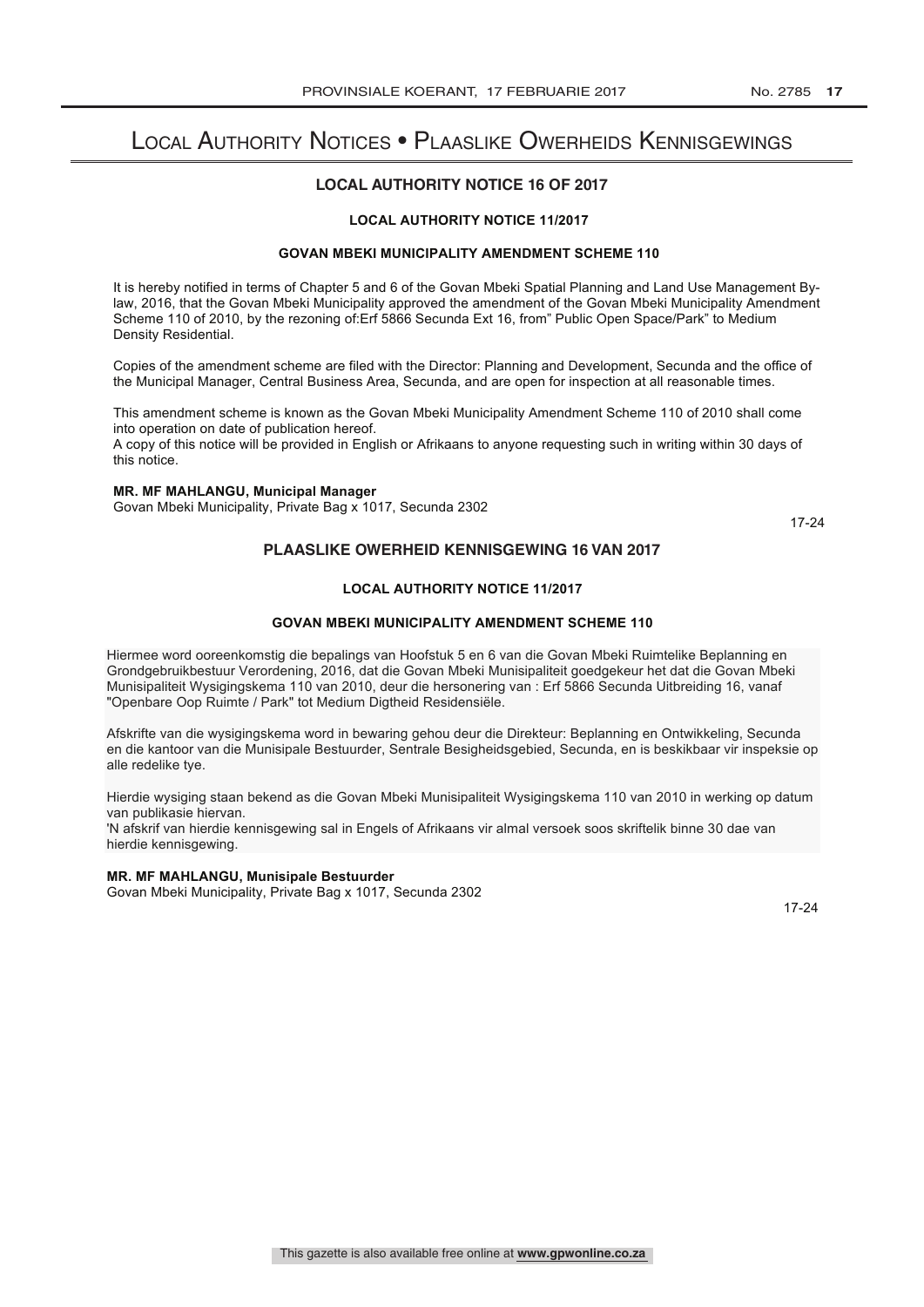# Local Authority Notices • Plaaslike Owerheids Kennisgewings

## LOCAL AUTHORITY NOTICE 16 OF 2017

### LOCAL AUTHORITY NOTICE 11/2017

### GOVAN MBEKI MUNICIPALITY AMENDMENT SCHEME 110

It is hereby notified in terms of Chapter 5 and 6 of the Govan Mbeki Spatial Planning and Land Use Management By-law, 2016, that the Govan Mbeki Municipality approved the amendment of the Govan Mbeki Municipality Amendment Scheme 110 of 2010, by the rezoning of:Erf 5866 Secunda Ext 16, from" Public Open Space/Park" to Medium Density Residential.

Copies of the amendment scheme are filed with the Director: Planning and Development, Secunda and the office of the Municipal Manager, Central Business Area, Secunda, and are open for inspection at all reasonable times.

This amendment scheme is known as the Govan Mbeki Municipality Amendment Scheme 110 of 2010 shall come into operation on date of publication hereof.
A copy of this notice will be provided in English or Afrikaans to anyone requesting such in writing within 30 days of this notice.

**MR. MF MAHLANGU, Municipal Manager**
Govan Mbeki Municipality, Private Bag x 1017, Secunda 2302

17-24

## PLAASLIKE OWERHEID KENNISGEWING 16 VAN 2017

### LOCAL AUTHORITY NOTICE 11/2017

### GOVAN MBEKI MUNICIPALITY AMENDMENT SCHEME 110

Hiermee word ooreenkomstig die bepalings van Hoofstuk 5 en 6 van die Govan Mbeki Ruimtelike Beplanning en Grondgebruikbestuur Verordening, 2016, dat die Govan Mbeki Munisipaliteit goedgekeur het dat die Govan Mbeki Munisipaliteit Wysigingskema 110 van 2010, deur die hersonering van : Erf 5866 Secunda Uitbreiding 16, vanaf "Openbare Oop Ruimte / Park" tot Medium Digtheid Residensiële.

Afskrifte van die wysigingskema word in bewaring gehou deur die Direkteur: Beplanning en Ontwikkeling, Secunda en die kantoor van die Munisipale Bestuurder, Sentrale Besigheidsgebied, Secunda, en is beskikbaar vir inspeksie op alle redelike tye.

Hierdie wysiging staan bekend as die Govan Mbeki Munisipaliteit Wysigingskema 110 van 2010 in werking op datum van publikasie hiervan.
'N afskrif van hierdie kennisgewing sal in Engels of Afrikaans vir almal versoek soos skriftelik binne 30 dae van hierdie kennisgewing.

**MR. MF MAHLANGU, Munisipale Bestuurder**
Govan Mbeki Municipality, Private Bag x 1017, Secunda 2302

17-24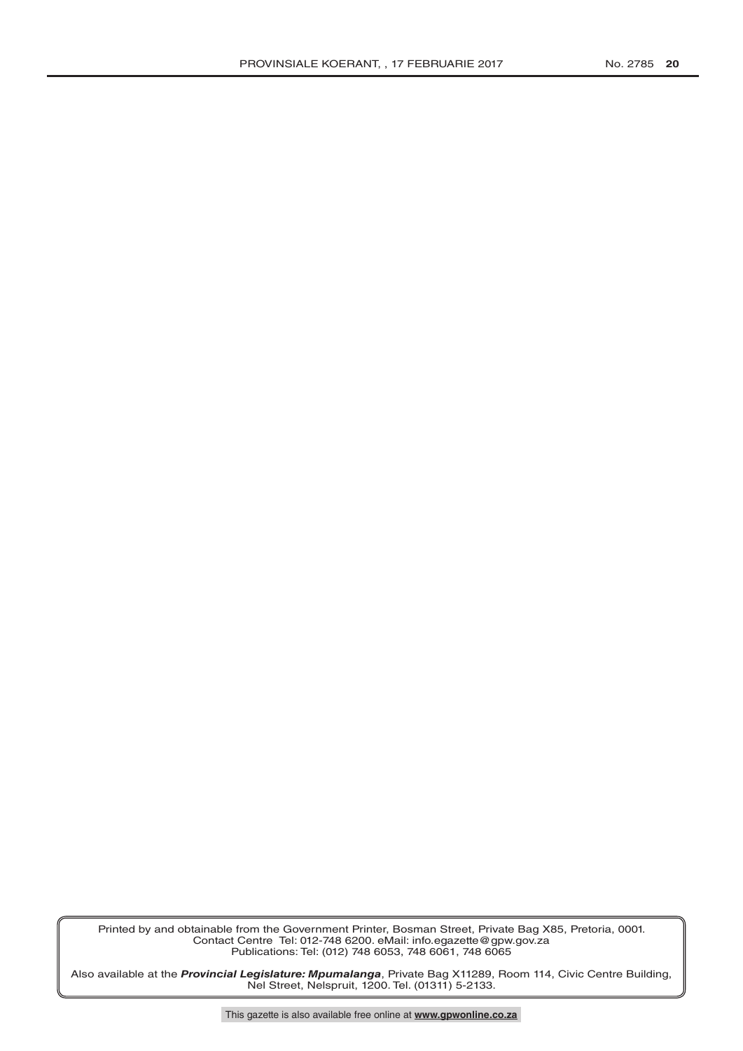Printed by and obtainable from the Government Printer, Bosman Street, Private Bag X85, Pretoria, 0001.
Contact Centre Tel: 012-748 6200. eMail: info.egazette@gpw.gov.za
Publications: Tel: (012) 748 6053, 748 6061, 748 6065

Also available at the ***Provincial Legislature: Mpumalanga***, Private Bag X11289, Room 114, Civic Centre Building, Nel Street, Nelspruit, 1200. Tel. (01311) 5-2133.

This gazette is also available free online at **www.gpwonline.co.za**